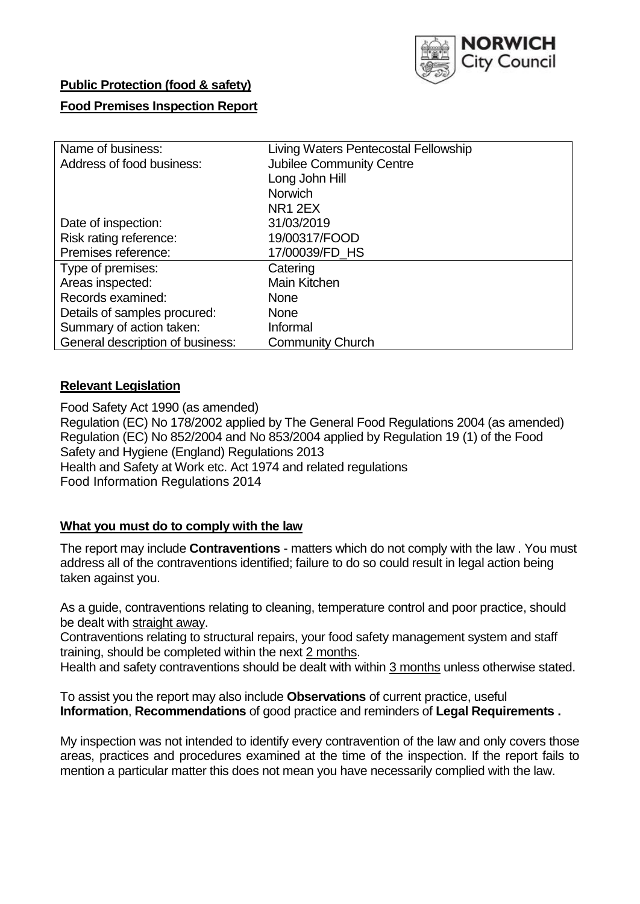**Public Protection (food & safety)**

**Food Premises Inspection Report**

| Name of business: | Living Waters Pentecostal Fellowship |
|---|---|
| Address of food business: | Jubilee Community Centre<br>Long John Hill<br>Norwich<br>NR1 2EX |
| Date of inspection: | 31/03/2019 |
| Risk rating reference: | 19/00317/FOOD |
| Premises reference: | 17/00039/FD_HS |
| Type of premises: | Catering |
| Areas inspected: | Main Kitchen |
| Records examined: | None |
| Details of samples procured: | None |
| Summary of action taken: | Informal |
| General description of business: | Community Church |

## **Relevant Legislation**

Food Safety Act 1990 (as amended)
Regulation (EC) No 178/2002 applied by The General Food Regulations 2004 (as amended)
Regulation (EC) No 852/2004 and No 853/2004 applied by Regulation 19 (1) of the Food Safety and Hygiene (England) Regulations 2013
Health and Safety at Work etc. Act 1974 and related regulations
Food Information Regulations 2014

## **What you must do to comply with the law**

The report may include **Contraventions** - matters which do not comply with the law . You must address all of the contraventions identified; failure to do so could result in legal action being taken against you.

As a guide, contraventions relating to cleaning, temperature control and poor practice, should be dealt with straight away.
Contraventions relating to structural repairs, your food safety management system and staff training, should be completed within the next 2 months.
Health and safety contraventions should be dealt with within 3 months unless otherwise stated.

To assist you the report may also include **Observations** of current practice, useful **Information**, **Recommendations** of good practice and reminders of **Legal Requirements .**

My inspection was not intended to identify every contravention of the law and only covers those areas, practices and procedures examined at the time of the inspection. If the report fails to mention a particular matter this does not mean you have necessarily complied with the law.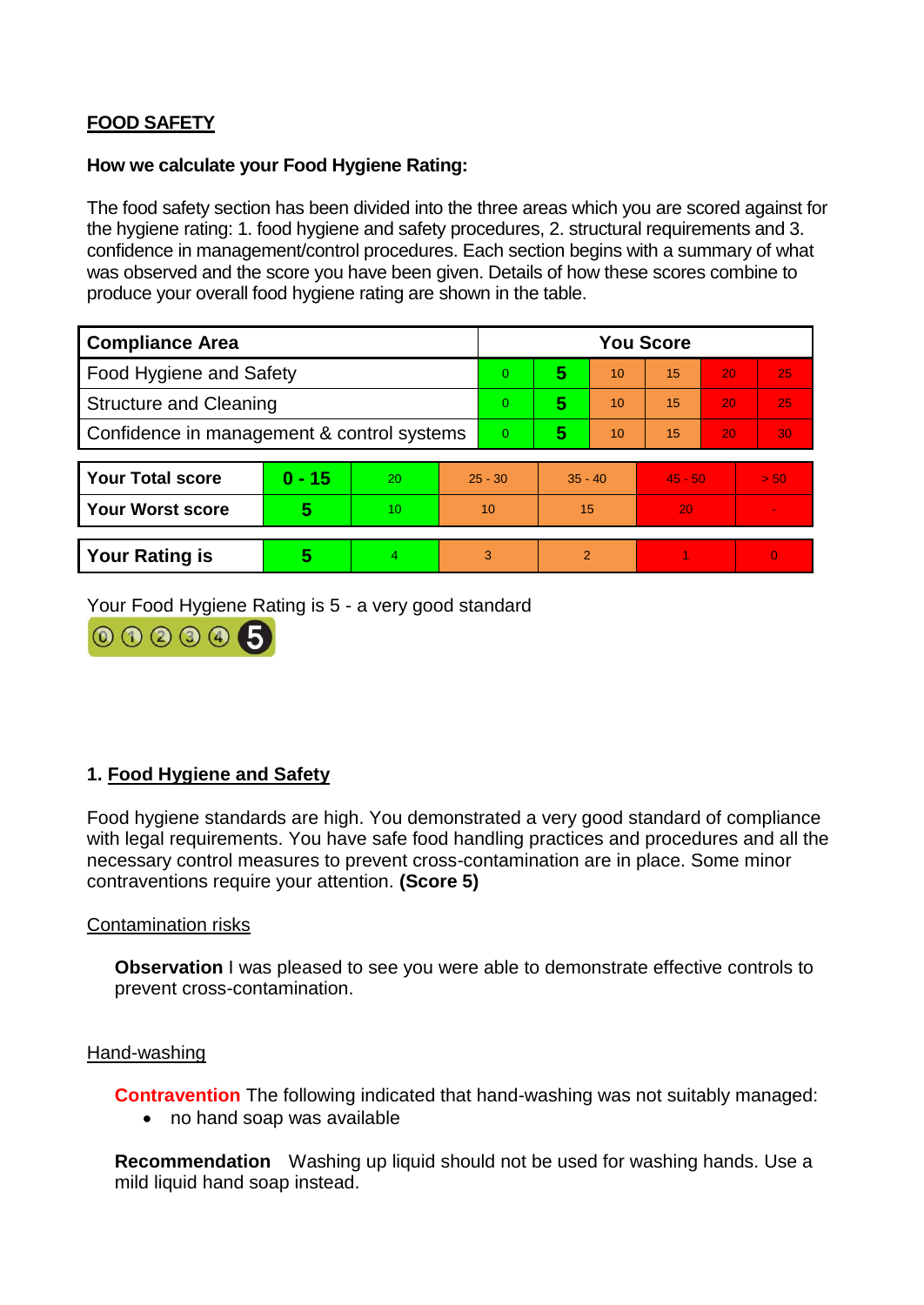## FOOD SAFETY

**How we calculate your Food Hygiene Rating:**

The food safety section has been divided into the three areas which you are scored against for the hygiene rating: 1. food hygiene and safety procedures, 2. structural requirements and 3. confidence in management/control procedures. Each section begins with a summary of what was observed and the score you have been given. Details of how these scores combine to produce your overall food hygiene rating are shown in the table.

| Compliance Area | You Score | | | | | |
|---|---|---|---|---|---|---|
| Food Hygiene and Safety | 0 | **5** | 10 | 15 | 20 | 25 |
| Structure and Cleaning | 0 | **5** | 10 | 15 | 20 | 25 |
| Confidence in management & control systems | 0 | **5** | 10 | 15 | 20 | 30 |

| | | | | | | |
|---|---|---|---|---|---|---|
| **Your Total score** | **0 - 15** | 20 | 25 - 30 | 35 - 40 | 45 - 50 | > 50 |
| **Your Worst score** | **5** | 10 | 10 | 15 | 20 | - |
| **Your Rating is** | **5** | 4 | 3 | 2 | 1 | 0 |

Your Food Hygiene Rating is 5 - a very good standard

### 1. Food Hygiene and Safety

Food hygiene standards are high. You demonstrated a very good standard of compliance with legal requirements. You have safe food handling practices and procedures and all the necessary control measures to prevent cross-contamination are in place. Some minor contraventions require your attention. **(Score 5)**

Contamination risks

**Observation** I was pleased to see you were able to demonstrate effective controls to prevent cross-contamination.

Hand-washing

**Contravention** The following indicated that hand-washing was not suitably managed:

- no hand soap was available

**Recommendation** Washing up liquid should not be used for washing hands. Use a mild liquid hand soap instead.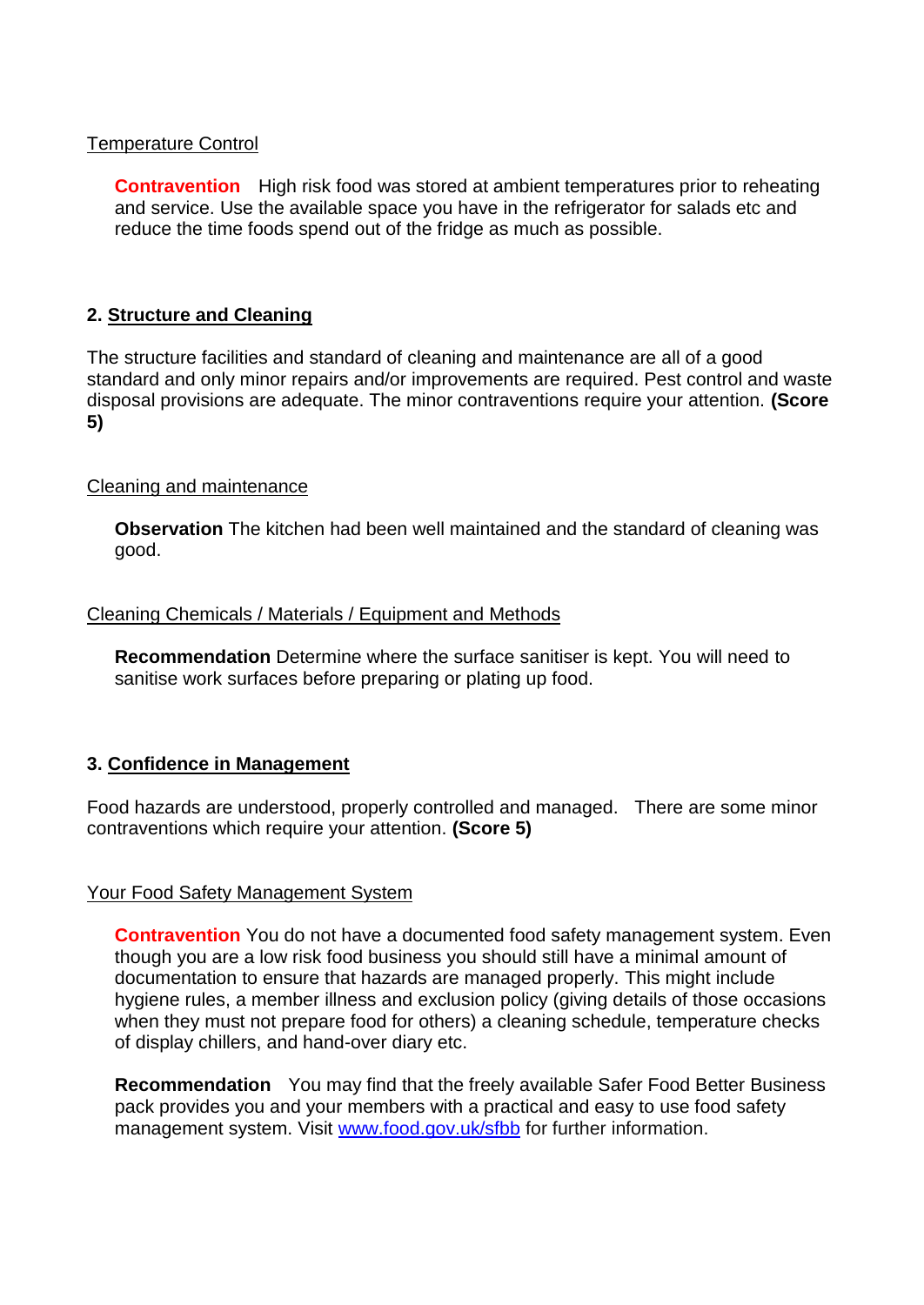Temperature Control

**Contravention** High risk food was stored at ambient temperatures prior to reheating and service. Use the available space you have in the refrigerator for salads etc and reduce the time foods spend out of the fridge as much as possible.

## 2. Structure and Cleaning

The structure facilities and standard of cleaning and maintenance are all of a good standard and only minor repairs and/or improvements are required. Pest control and waste disposal provisions are adequate. The minor contraventions require your attention. **(Score 5)**

Cleaning and maintenance

**Observation** The kitchen had been well maintained and the standard of cleaning was good.

Cleaning Chemicals / Materials / Equipment and Methods

**Recommendation** Determine where the surface sanitiser is kept. You will need to sanitise work surfaces before preparing or plating up food.

## 3. Confidence in Management

Food hazards are understood, properly controlled and managed. There are some minor contraventions which require your attention. **(Score 5)**

Your Food Safety Management System

**Contravention** You do not have a documented food safety management system. Even though you are a low risk food business you should still have a minimal amount of documentation to ensure that hazards are managed properly. This might include hygiene rules, a member illness and exclusion policy (giving details of those occasions when they must not prepare food for others) a cleaning schedule, temperature checks of display chillers, and hand-over diary etc.

**Recommendation** You may find that the freely available Safer Food Better Business pack provides you and your members with a practical and easy to use food safety management system. Visit [www.food.gov.uk/sfbb](http://www.food.gov.uk/sfbb) for further information.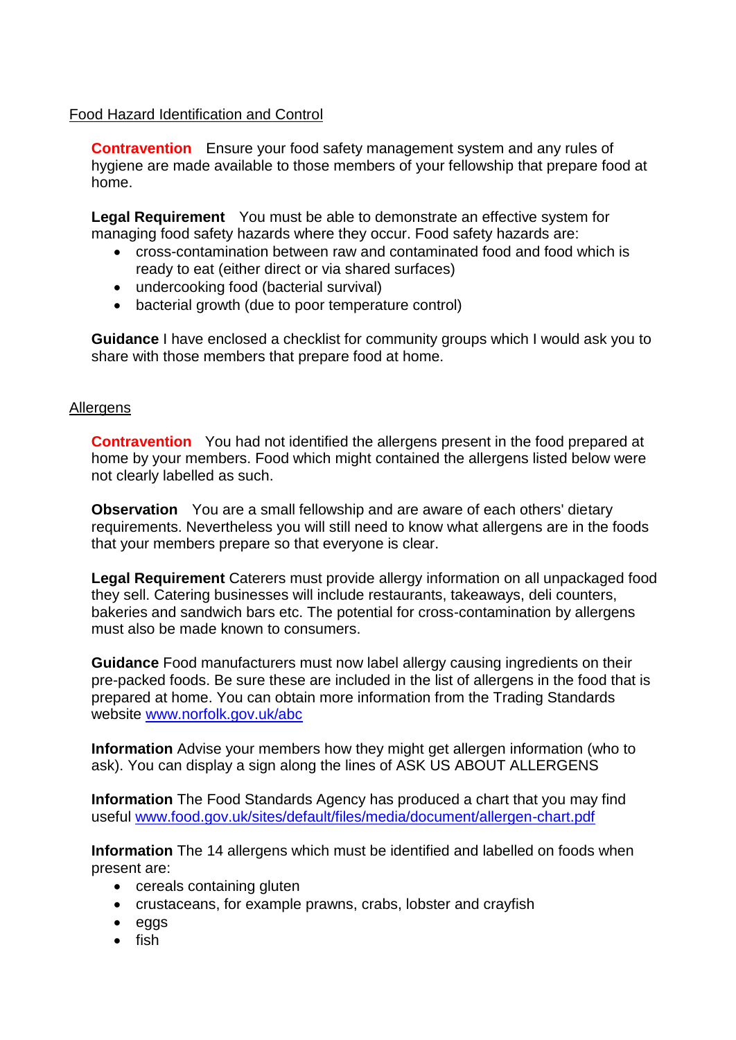## Food Hazard Identification and Control

**Contravention** Ensure your food safety management system and any rules of hygiene are made available to those members of your fellowship that prepare food at home.

**Legal Requirement** You must be able to demonstrate an effective system for managing food safety hazards where they occur. Food safety hazards are:

- cross-contamination between raw and contaminated food and food which is ready to eat (either direct or via shared surfaces)
- undercooking food (bacterial survival)
- bacterial growth (due to poor temperature control)

**Guidance** I have enclosed a checklist for community groups which I would ask you to share with those members that prepare food at home.

## Allergens

**Contravention** You had not identified the allergens present in the food prepared at home by your members. Food which might contained the allergens listed below were not clearly labelled as such.

**Observation** You are a small fellowship and are aware of each others' dietary requirements. Nevertheless you will still need to know what allergens are in the foods that your members prepare so that everyone is clear.

**Legal Requirement** Caterers must provide allergy information on all unpackaged food they sell. Catering businesses will include restaurants, takeaways, deli counters, bakeries and sandwich bars etc. The potential for cross-contamination by allergens must also be made known to consumers.

**Guidance** Food manufacturers must now label allergy causing ingredients on their pre-packed foods. Be sure these are included in the list of allergens in the food that is prepared at home. You can obtain more information from the Trading Standards website [www.norfolk.gov.uk/abc](www.norfolk.gov.uk/abc)

**Information** Advise your members how they might get allergen information (who to ask). You can display a sign along the lines of ASK US ABOUT ALLERGENS

**Information** The Food Standards Agency has produced a chart that you may find useful [www.food.gov.uk/sites/default/files/media/document/allergen-chart.pdf](www.food.gov.uk/sites/default/files/media/document/allergen-chart.pdf)

**Information** The 14 allergens which must be identified and labelled on foods when present are:

- cereals containing gluten
- crustaceans, for example prawns, crabs, lobster and crayfish
- eggs
- fish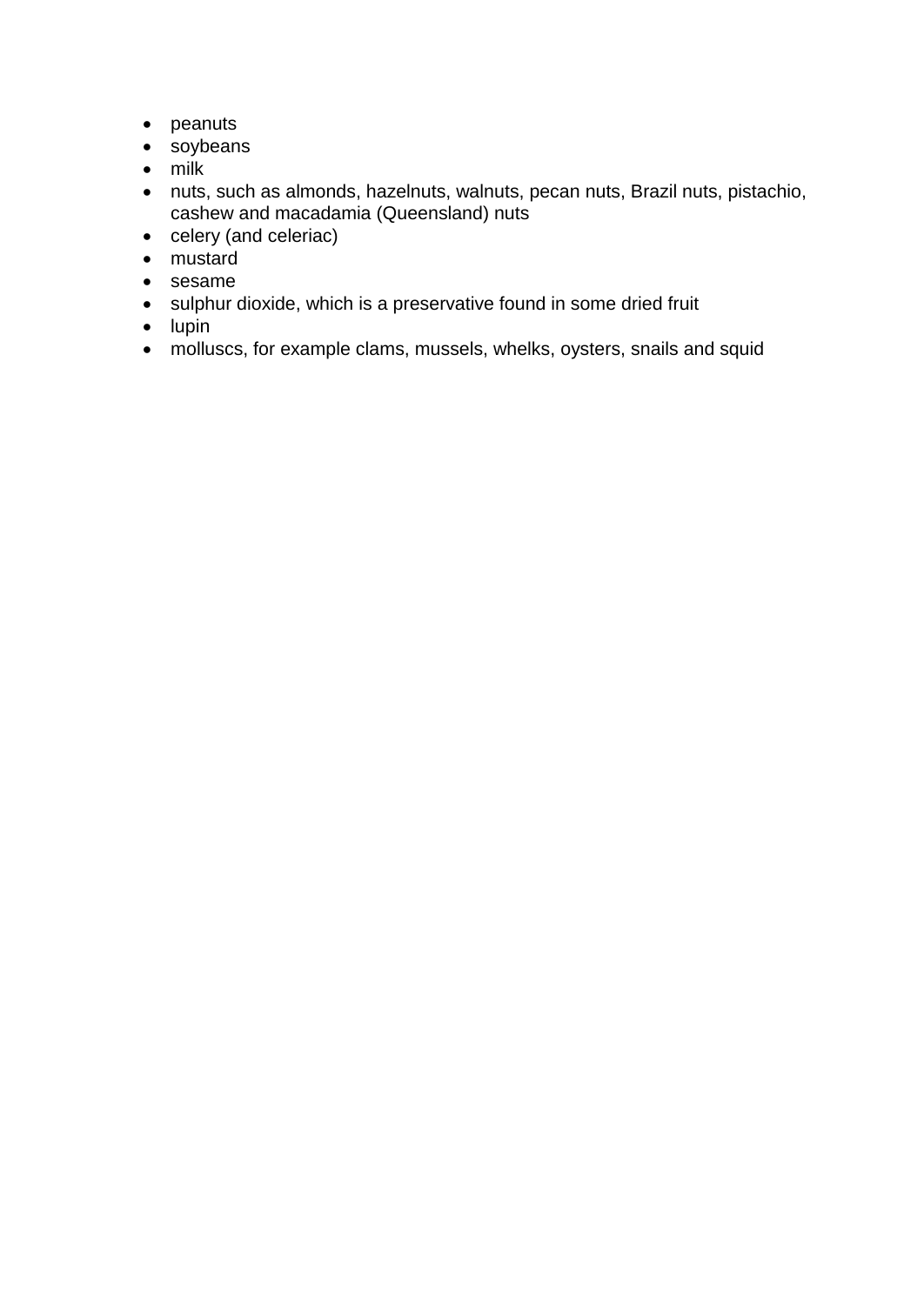- peanuts
- soybeans
- milk
- nuts, such as almonds, hazelnuts, walnuts, pecan nuts, Brazil nuts, pistachio, cashew and macadamia (Queensland) nuts
- celery (and celeriac)
- mustard
- sesame
- sulphur dioxide, which is a preservative found in some dried fruit
- lupin
- molluscs, for example clams, mussels, whelks, oysters, snails and squid